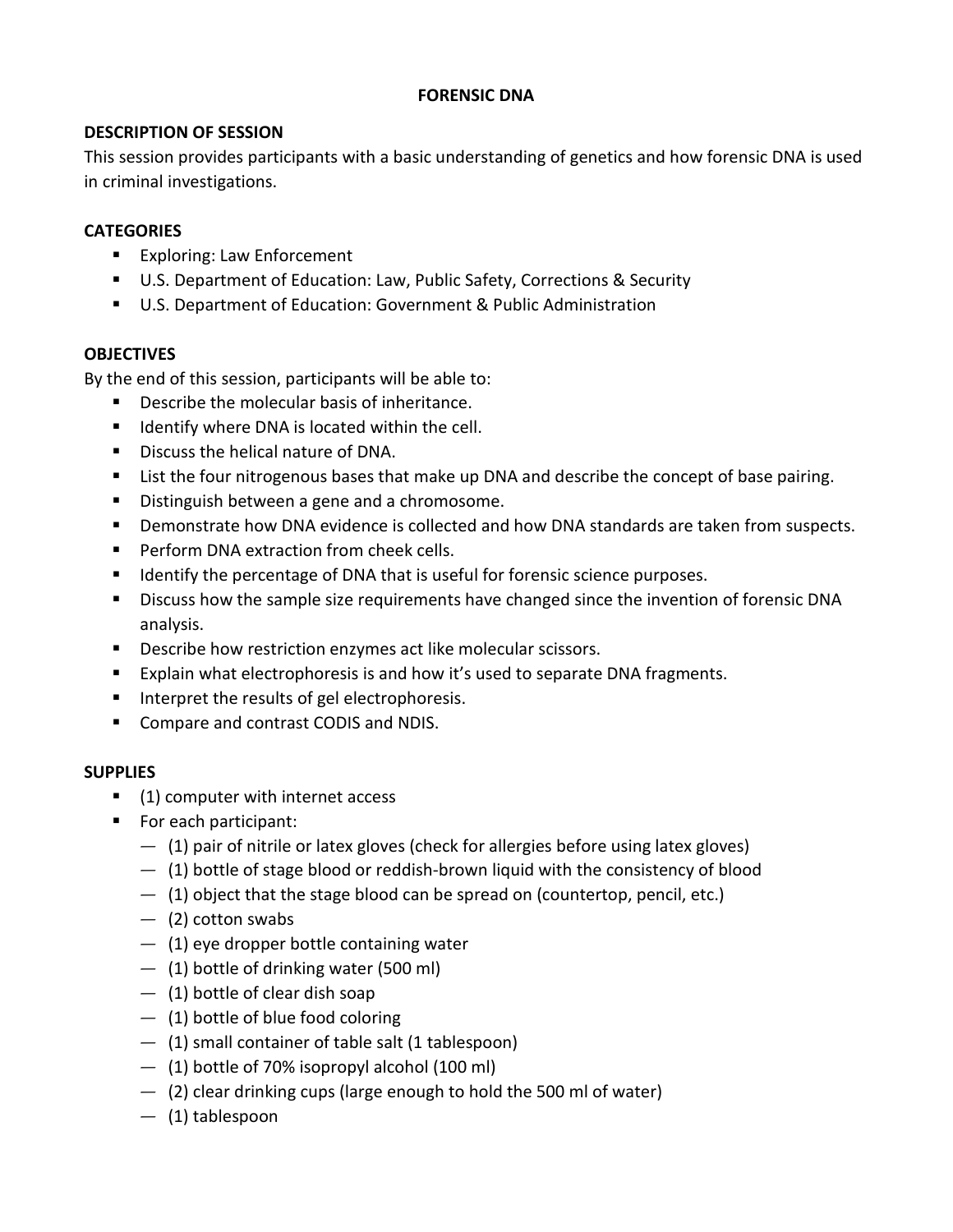# FORENSIC DNA

## DESCRIPTION OF SESSION

This session provides participants with a basic understanding of genetics and how forensic DNA is used in criminal investigations.

## CATEGORIES

- Exploring: Law Enforcement
- U.S. Department of Education: Law, Public Safety, Corrections & Security
- U.S. Department of Education: Government & Public Administration

## OBJECTIVES

By the end of this session, participants will be able to:

- Describe the molecular basis of inheritance.
- Identify where DNA is located within the cell.
- Discuss the helical nature of DNA.
- List the four nitrogenous bases that make up DNA and describe the concept of base pairing.
- Distinguish between a gene and a chromosome.
- Demonstrate how DNA evidence is collected and how DNA standards are taken from suspects.
- Perform DNA extraction from cheek cells.
- Identify the percentage of DNA that is useful for forensic science purposes.
- Discuss how the sample size requirements have changed since the invention of forensic DNA analysis.
- Describe how restriction enzymes act like molecular scissors.
- Explain what electrophoresis is and how it's used to separate DNA fragments.
- Interpret the results of gel electrophoresis.
- Compare and contrast CODIS and NDIS.

## SUPPLIES

- (1) computer with internet access
- For each participant:
  - (1) pair of nitrile or latex gloves (check for allergies before using latex gloves)
  - (1) bottle of stage blood or reddish-brown liquid with the consistency of blood
  - (1) object that the stage blood can be spread on (countertop, pencil, etc.)
  - (2) cotton swabs
  - (1) eye dropper bottle containing water
  - (1) bottle of drinking water (500 ml)
  - (1) bottle of clear dish soap
  - (1) bottle of blue food coloring
  - (1) small container of table salt (1 tablespoon)
  - (1) bottle of 70% isopropyl alcohol (100 ml)
  - (2) clear drinking cups (large enough to hold the 500 ml of water)
  - (1) tablespoon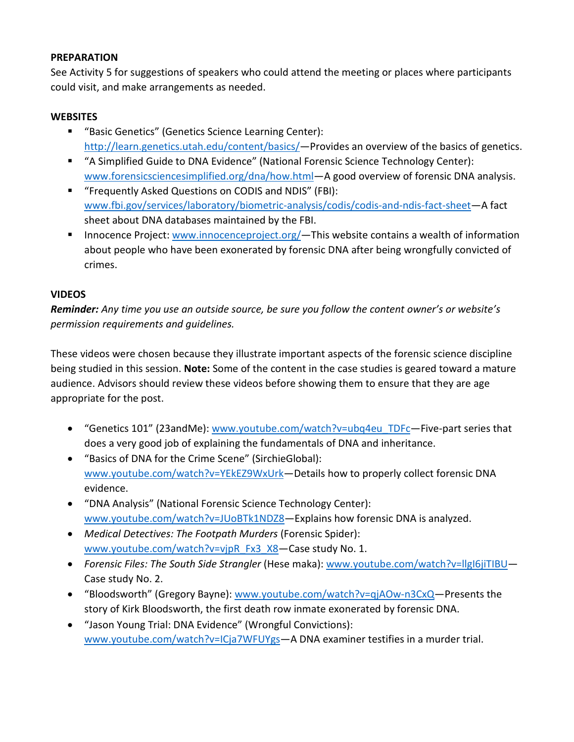**PREPARATION**

See Activity 5 for suggestions of speakers who could attend the meeting or places where participants could visit, and make arrangements as needed.

**WEBSITES**

- "Basic Genetics" (Genetics Science Learning Center): http://learn.genetics.utah.edu/content/basics/—Provides an overview of the basics of genetics.
- "A Simplified Guide to DNA Evidence" (National Forensic Science Technology Center): www.forensicsciencesimplified.org/dna/how.html—A good overview of forensic DNA analysis.
- "Frequently Asked Questions on CODIS and NDIS" (FBI): www.fbi.gov/services/laboratory/biometric-analysis/codis/codis-and-ndis-fact-sheet—A fact sheet about DNA databases maintained by the FBI.
- Innocence Project: www.innocenceproject.org/—This website contains a wealth of information about people who have been exonerated by forensic DNA after being wrongfully convicted of crimes.

**VIDEOS**

***Reminder:*** *Any time you use an outside source, be sure you follow the content owner's or website's permission requirements and guidelines.*

These videos were chosen because they illustrate important aspects of the forensic science discipline being studied in this session. **Note:** Some of the content in the case studies is geared toward a mature audience. Advisors should review these videos before showing them to ensure that they are age appropriate for the post.

- "Genetics 101" (23andMe): www.youtube.com/watch?v=ubq4eu_TDFc—Five-part series that does a very good job of explaining the fundamentals of DNA and inheritance.
- "Basics of DNA for the Crime Scene" (SirchieGlobal): www.youtube.com/watch?v=YEkEZ9WxUrk—Details how to properly collect forensic DNA evidence.
- "DNA Analysis" (National Forensic Science Technology Center): www.youtube.com/watch?v=JUoBTk1NDZ8—Explains how forensic DNA is analyzed.
- *Medical Detectives: The Footpath Murders* (Forensic Spider): www.youtube.com/watch?v=vjpR_Fx3_X8—Case study No. 1.
- *Forensic Files: The South Side Strangler* (Hese maka): www.youtube.com/watch?v=llgI6jiTIBU—Case study No. 2.
- "Bloodsworth" (Gregory Bayne): www.youtube.com/watch?v=qjAOw-n3CxQ—Presents the story of Kirk Bloodsworth, the first death row inmate exonerated by forensic DNA.
- "Jason Young Trial: DNA Evidence" (Wrongful Convictions): www.youtube.com/watch?v=ICja7WFUYgs—A DNA examiner testifies in a murder trial.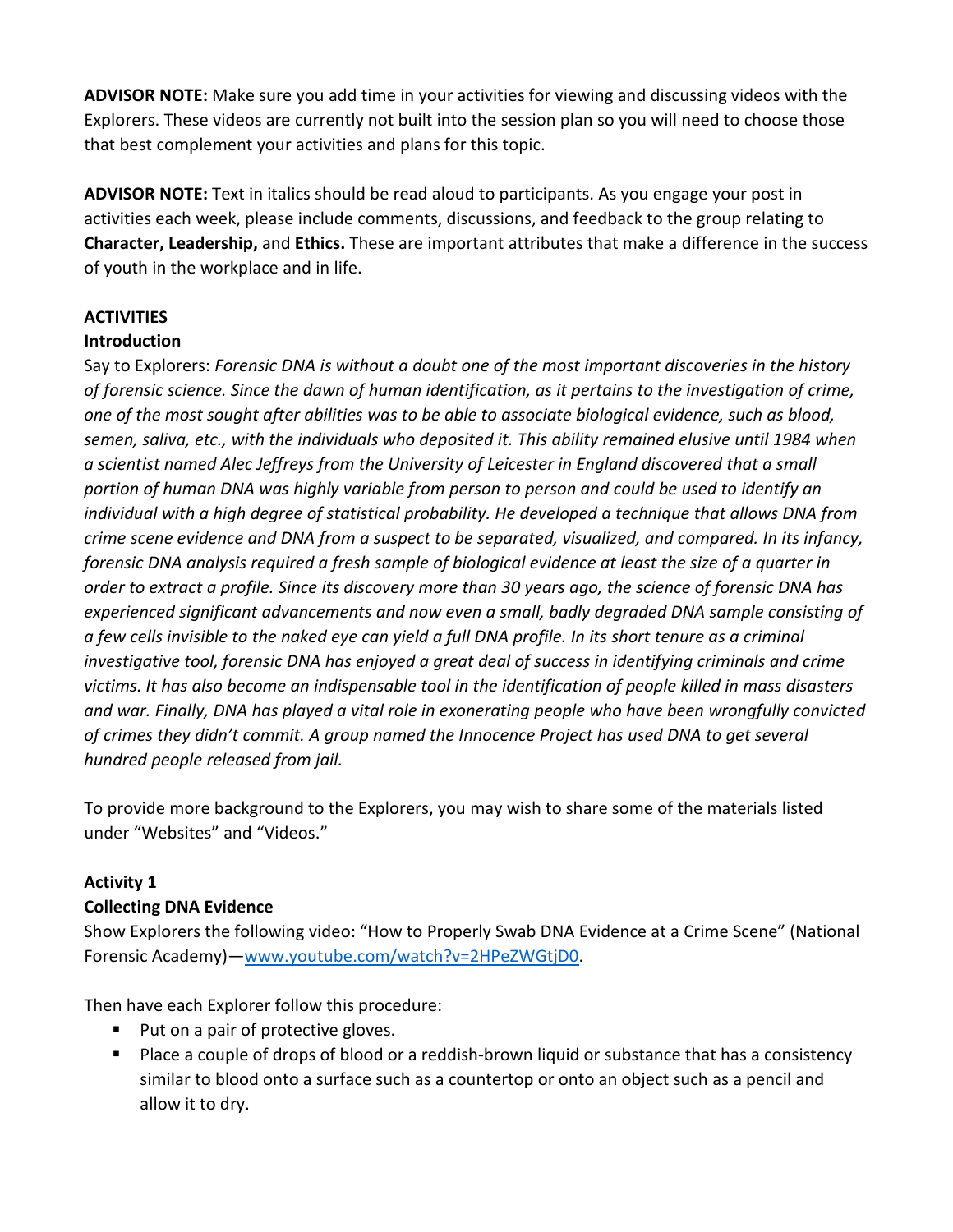**ADVISOR NOTE:** Make sure you add time in your activities for viewing and discussing videos with the Explorers. These videos are currently not built into the session plan so you will need to choose those that best complement your activities and plans for this topic.

**ADVISOR NOTE:** Text in italics should be read aloud to participants. As you engage your post in activities each week, please include comments, discussions, and feedback to the group relating to **Character, Leadership,** and **Ethics.** These are important attributes that make a difference in the success of youth in the workplace and in life.

**ACTIVITIES**

**Introduction**

Say to Explorers: *Forensic DNA is without a doubt one of the most important discoveries in the history of forensic science. Since the dawn of human identification, as it pertains to the investigation of crime, one of the most sought after abilities was to be able to associate biological evidence, such as blood, semen, saliva, etc., with the individuals who deposited it. This ability remained elusive until 1984 when a scientist named Alec Jeffreys from the University of Leicester in England discovered that a small portion of human DNA was highly variable from person to person and could be used to identify an individual with a high degree of statistical probability. He developed a technique that allows DNA from crime scene evidence and DNA from a suspect to be separated, visualized, and compared. In its infancy, forensic DNA analysis required a fresh sample of biological evidence at least the size of a quarter in order to extract a profile. Since its discovery more than 30 years ago, the science of forensic DNA has experienced significant advancements and now even a small, badly degraded DNA sample consisting of a few cells invisible to the naked eye can yield a full DNA profile. In its short tenure as a criminal investigative tool, forensic DNA has enjoyed a great deal of success in identifying criminals and crime victims. It has also become an indispensable tool in the identification of people killed in mass disasters and war. Finally, DNA has played a vital role in exonerating people who have been wrongfully convicted of crimes they didn't commit. A group named the Innocence Project has used DNA to get several hundred people released from jail.*

To provide more background to the Explorers, you may wish to share some of the materials listed under "Websites" and "Videos."

**Activity 1**

**Collecting DNA Evidence**

Show Explorers the following video: "How to Properly Swab DNA Evidence at a Crime Scene" (National Forensic Academy)—[www.youtube.com/watch?v=2HPeZWGtjD0](www.youtube.com/watch?v=2HPeZWGtjD0).

Then have each Explorer follow this procedure:

- Put on a pair of protective gloves.
- Place a couple of drops of blood or a reddish-brown liquid or substance that has a consistency similar to blood onto a surface such as a countertop or onto an object such as a pencil and allow it to dry.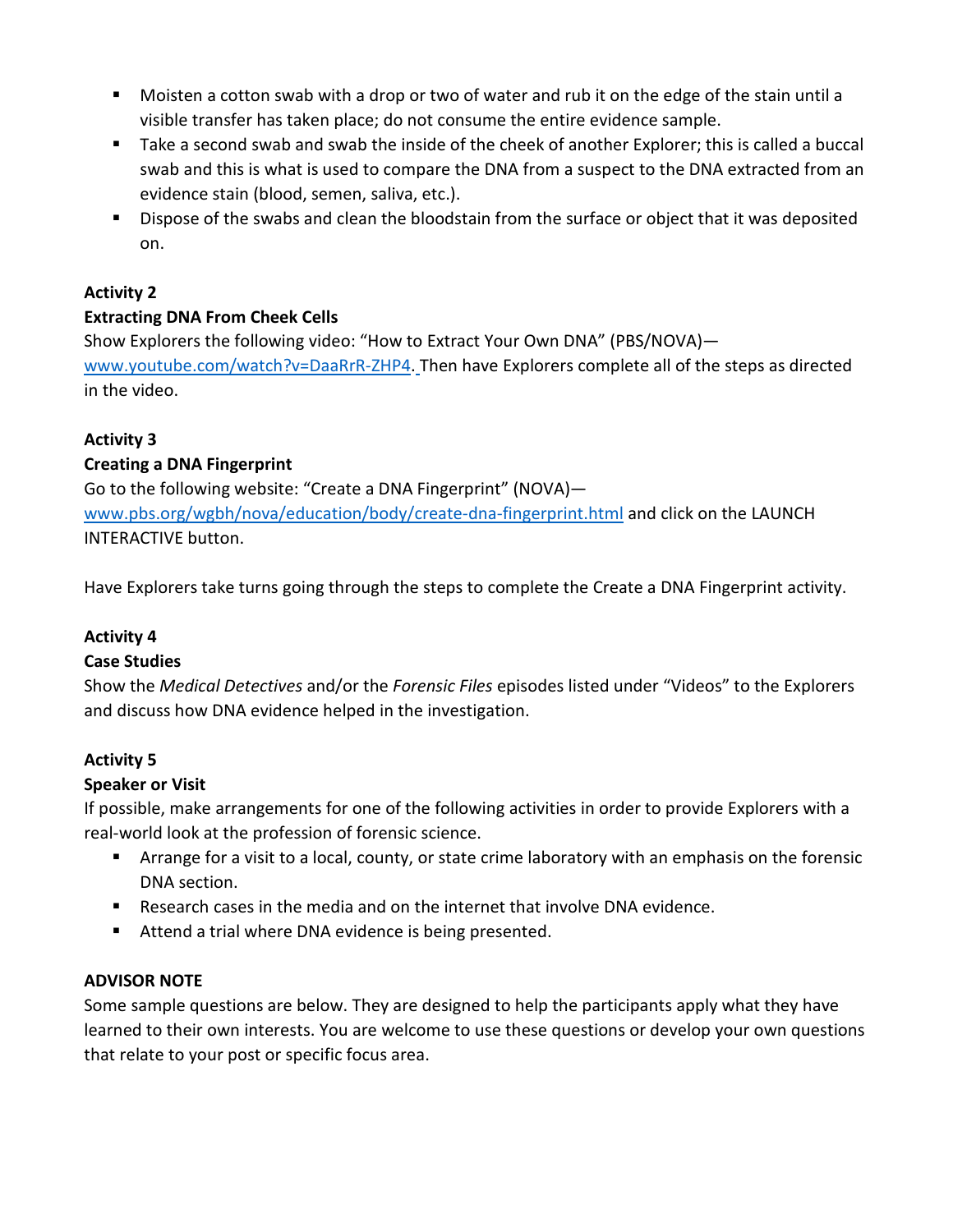- Moisten a cotton swab with a drop or two of water and rub it on the edge of the stain until a visible transfer has taken place; do not consume the entire evidence sample.
- Take a second swab and swab the inside of the cheek of another Explorer; this is called a buccal swab and this is what is used to compare the DNA from a suspect to the DNA extracted from an evidence stain (blood, semen, saliva, etc.).
- Dispose of the swabs and clean the bloodstain from the surface or object that it was deposited on.

**Activity 2**
**Extracting DNA From Cheek Cells**

Show Explorers the following video: "How to Extract Your Own DNA" (PBS/NOVA)—www.youtube.com/watch?v=DaaRrR-ZHP4. Then have Explorers complete all of the steps as directed in the video.

**Activity 3**
**Creating a DNA Fingerprint**

Go to the following website: "Create a DNA Fingerprint" (NOVA)—www.pbs.org/wgbh/nova/education/body/create-dna-fingerprint.html and click on the LAUNCH INTERACTIVE button.

Have Explorers take turns going through the steps to complete the Create a DNA Fingerprint activity.

**Activity 4**
**Case Studies**

Show the *Medical Detectives* and/or the *Forensic Files* episodes listed under "Videos" to the Explorers and discuss how DNA evidence helped in the investigation.

**Activity 5**
**Speaker or Visit**

If possible, make arrangements for one of the following activities in order to provide Explorers with a real-world look at the profession of forensic science.

- Arrange for a visit to a local, county, or state crime laboratory with an emphasis on the forensic DNA section.
- Research cases in the media and on the internet that involve DNA evidence.
- Attend a trial where DNA evidence is being presented.

**ADVISOR NOTE**

Some sample questions are below. They are designed to help the participants apply what they have learned to their own interests. You are welcome to use these questions or develop your own questions that relate to your post or specific focus area.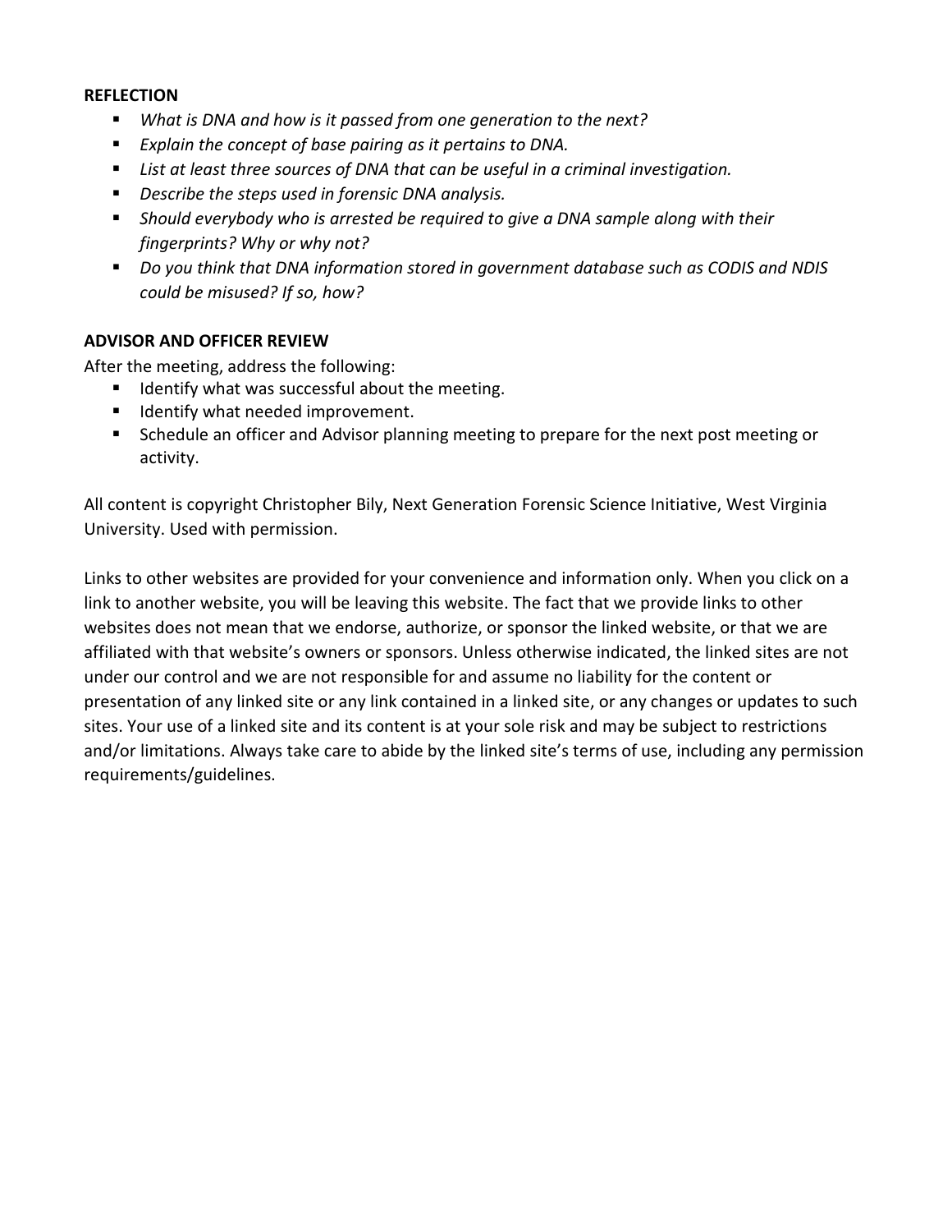**REFLECTION**

- *What is DNA and how is it passed from one generation to the next?*
- *Explain the concept of base pairing as it pertains to DNA.*
- *List at least three sources of DNA that can be useful in a criminal investigation.*
- *Describe the steps used in forensic DNA analysis.*
- *Should everybody who is arrested be required to give a DNA sample along with their fingerprints? Why or why not?*
- *Do you think that DNA information stored in government database such as CODIS and NDIS could be misused? If so, how?*

**ADVISOR AND OFFICER REVIEW**

After the meeting, address the following:

- Identify what was successful about the meeting.
- Identify what needed improvement.
- Schedule an officer and Advisor planning meeting to prepare for the next post meeting or activity.

All content is copyright Christopher Bily, Next Generation Forensic Science Initiative, West Virginia University. Used with permission.

Links to other websites are provided for your convenience and information only. When you click on a link to another website, you will be leaving this website. The fact that we provide links to other websites does not mean that we endorse, authorize, or sponsor the linked website, or that we are affiliated with that website's owners or sponsors. Unless otherwise indicated, the linked sites are not under our control and we are not responsible for and assume no liability for the content or presentation of any linked site or any link contained in a linked site, or any changes or updates to such sites. Your use of a linked site and its content is at your sole risk and may be subject to restrictions and/or limitations. Always take care to abide by the linked site's terms of use, including any permission requirements/guidelines.